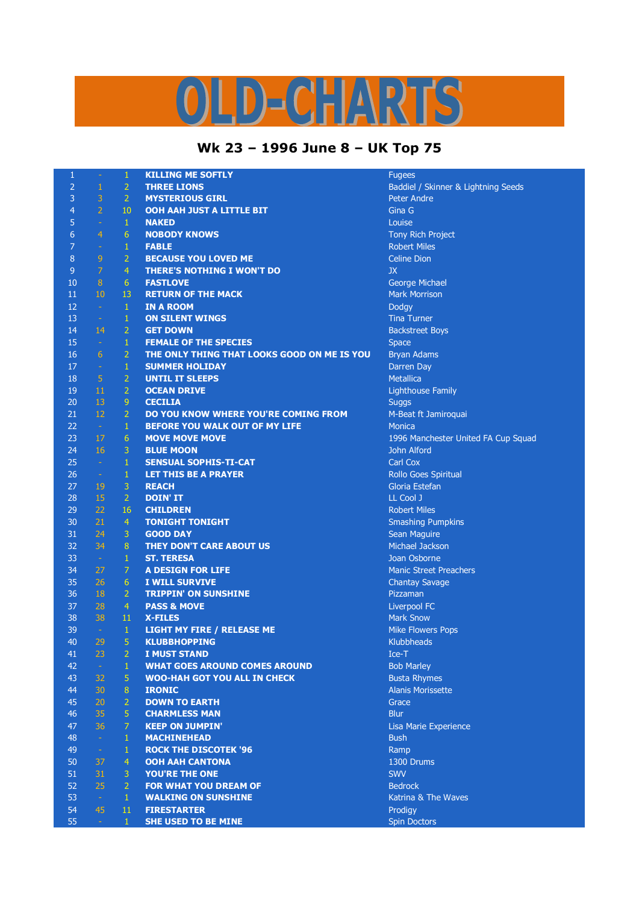# OLD-CHARTS

## Wk 23 – 1996 June 8 – UK Top 75

| | | | | |
|---|---|---|---|---|
| 1 | - | 1 | KILLING ME SOFTLY | Fugees |
| 2 | 1 | 2 | THREE LIONS | Baddiel / Skinner & Lightning Seeds |
| 3 | 3 | 2 | MYSTERIOUS GIRL | Peter Andre |
| 4 | 2 | 10 | OOH AAH JUST A LITTLE BIT | Gina G |
| 5 | - | 1 | NAKED | Louise |
| 6 | 4 | 6 | NOBODY KNOWS | Tony Rich Project |
| 7 | - | 1 | FABLE | Robert Miles |
| 8 | 9 | 2 | BECAUSE YOU LOVED ME | Celine Dion |
| 9 | 7 | 4 | THERE'S NOTHING I WON'T DO | JX |
| 10 | 8 | 6 | FASTLOVE | George Michael |
| 11 | 10 | 13 | RETURN OF THE MACK | Mark Morrison |
| 12 | - | 1 | IN A ROOM | Dodgy |
| 13 | - | 1 | ON SILENT WINGS | Tina Turner |
| 14 | 14 | 2 | GET DOWN | Backstreet Boys |
| 15 | - | 1 | FEMALE OF THE SPECIES | Space |
| 16 | 6 | 2 | THE ONLY THING THAT LOOKS GOOD ON ME IS YOU | Bryan Adams |
| 17 | - | 1 | SUMMER HOLIDAY | Darren Day |
| 18 | 5 | 2 | UNTIL IT SLEEPS | Metallica |
| 19 | 11 | 2 | OCEAN DRIVE | Lighthouse Family |
| 20 | 13 | 9 | CECILIA | Suggs |
| 21 | 12 | 2 | DO YOU KNOW WHERE YOU'RE COMING FROM | M-Beat ft Jamiroquai |
| 22 | - | 1 | BEFORE YOU WALK OUT OF MY LIFE | Monica |
| 23 | 17 | 6 | MOVE MOVE MOVE | 1996 Manchester United FA Cup Squad |
| 24 | 16 | 3 | BLUE MOON | John Alford |
| 25 | - | 1 | SENSUAL SOPHIS-TI-CAT | Carl Cox |
| 26 | - | 1 | LET THIS BE A PRAYER | Rollo Goes Spiritual |
| 27 | 19 | 3 | REACH | Gloria Estefan |
| 28 | 15 | 2 | DOIN' IT | LL Cool J |
| 29 | 22 | 16 | CHILDREN | Robert Miles |
| 30 | 21 | 4 | TONIGHT TONIGHT | Smashing Pumpkins |
| 31 | 24 | 3 | GOOD DAY | Sean Maguire |
| 32 | 34 | 8 | THEY DON'T CARE ABOUT US | Michael Jackson |
| 33 | - | 1 | ST. TERESA | Joan Osborne |
| 34 | 27 | 7 | A DESIGN FOR LIFE | Manic Street Preachers |
| 35 | 26 | 6 | I WILL SURVIVE | Chantay Savage |
| 36 | 18 | 2 | TRIPPIN' ON SUNSHINE | Pizzaman |
| 37 | 28 | 4 | PASS & MOVE | Liverpool FC |
| 38 | 38 | 11 | X-FILES | Mark Snow |
| 39 | - | 1 | LIGHT MY FIRE / RELEASE ME | Mike Flowers Pops |
| 40 | 29 | 5 | KLUBBHOPPING | Klubbheads |
| 41 | 23 | 2 | I MUST STAND | Ice-T |
| 42 | - | 1 | WHAT GOES AROUND COMES AROUND | Bob Marley |
| 43 | 32 | 5 | WOO-HAH GOT YOU ALL IN CHECK | Busta Rhymes |
| 44 | 30 | 8 | IRONIC | Alanis Morissette |
| 45 | 20 | 2 | DOWN TO EARTH | Grace |
| 46 | 35 | 5 | CHARMLESS MAN | Blur |
| 47 | 36 | 7 | KEEP ON JUMPIN' | Lisa Marie Experience |
| 48 | - | 1 | MACHINEHEAD | Bush |
| 49 | - | 1 | ROCK THE DISCOTEK '96 | Ramp |
| 50 | 37 | 4 | OOH AAH CANTONA | 1300 Drums |
| 51 | 31 | 3 | YOU'RE THE ONE | SWV |
| 52 | 25 | 2 | FOR WHAT YOU DREAM OF | Bedrock |
| 53 | - | 1 | WALKING ON SUNSHINE | Katrina & The Waves |
| 54 | 45 | 11 | FIRESTARTER | Prodigy |
| 55 | - | 1 | SHE USED TO BE MINE | Spin Doctors |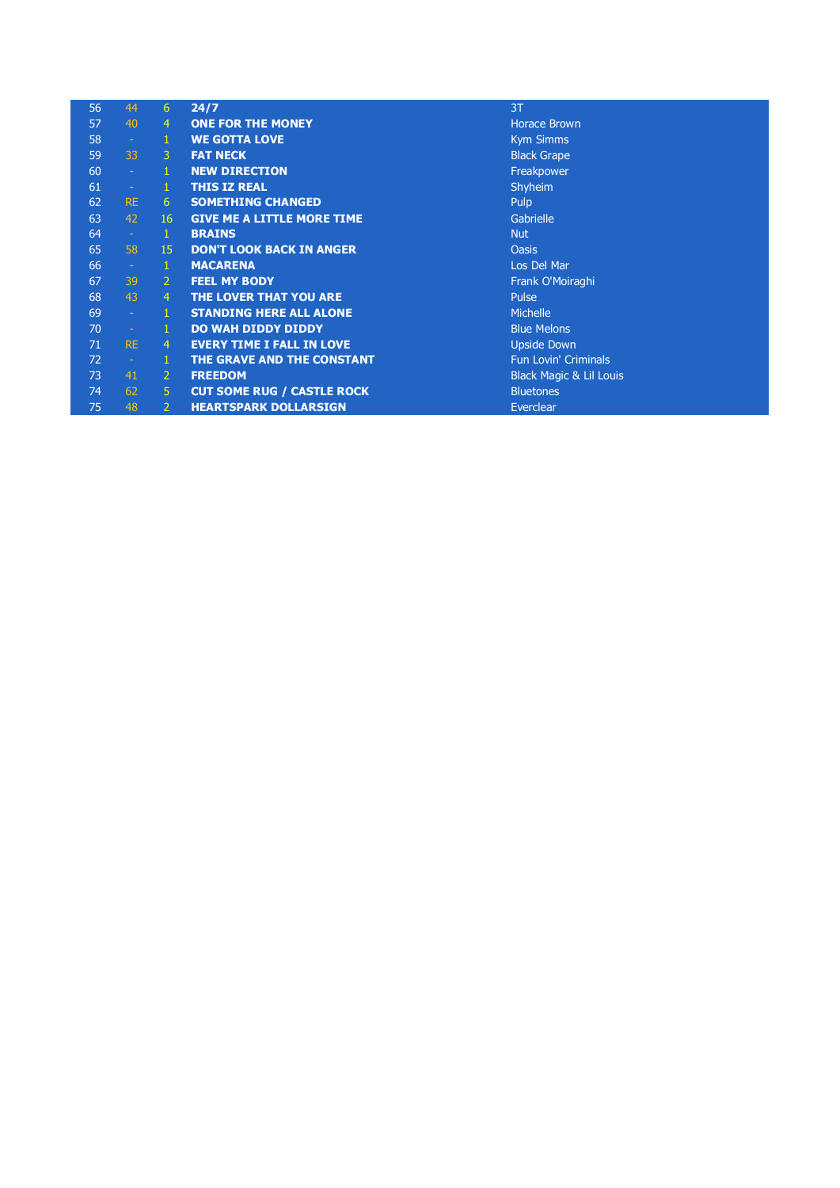| | | | | |
|---|---|---|---|---|
| 56 | 44 | 6 | **24/7** | 3T |
| 57 | 40 | 4 | **ONE FOR THE MONEY** | Horace Brown |
| 58 | - | 1 | **WE GOTTA LOVE** | Kym Simms |
| 59 | 33 | 3 | **FAT NECK** | Black Grape |
| 60 | - | 1 | **NEW DIRECTION** | Freakpower |
| 61 | - | 1 | **THIS IZ REAL** | Shyheim |
| 62 | RE | 6 | **SOMETHING CHANGED** | Pulp |
| 63 | 42 | 16 | **GIVE ME A LITTLE MORE TIME** | Gabrielle |
| 64 | - | 1 | **BRAINS** | Nut |
| 65 | 58 | 15 | **DON'T LOOK BACK IN ANGER** | Oasis |
| 66 | - | 1 | **MACARENA** | Los Del Mar |
| 67 | 39 | 2 | **FEEL MY BODY** | Frank O'Moiraghi |
| 68 | 43 | 4 | **THE LOVER THAT YOU ARE** | Pulse |
| 69 | - | 1 | **STANDING HERE ALL ALONE** | Michelle |
| 70 | - | 1 | **DO WAH DIDDY DIDDY** | Blue Melons |
| 71 | RE | 4 | **EVERY TIME I FALL IN LOVE** | Upside Down |
| 72 | - | 1 | **THE GRAVE AND THE CONSTANT** | Fun Lovin' Criminals |
| 73 | 41 | 2 | **FREEDOM** | Black Magic & Lil Louis |
| 74 | 62 | 5 | **CUT SOME RUG / CASTLE ROCK** | Bluetones |
| 75 | 48 | 2 | **HEARTSPARK DOLLARSIGN** | Everclear |